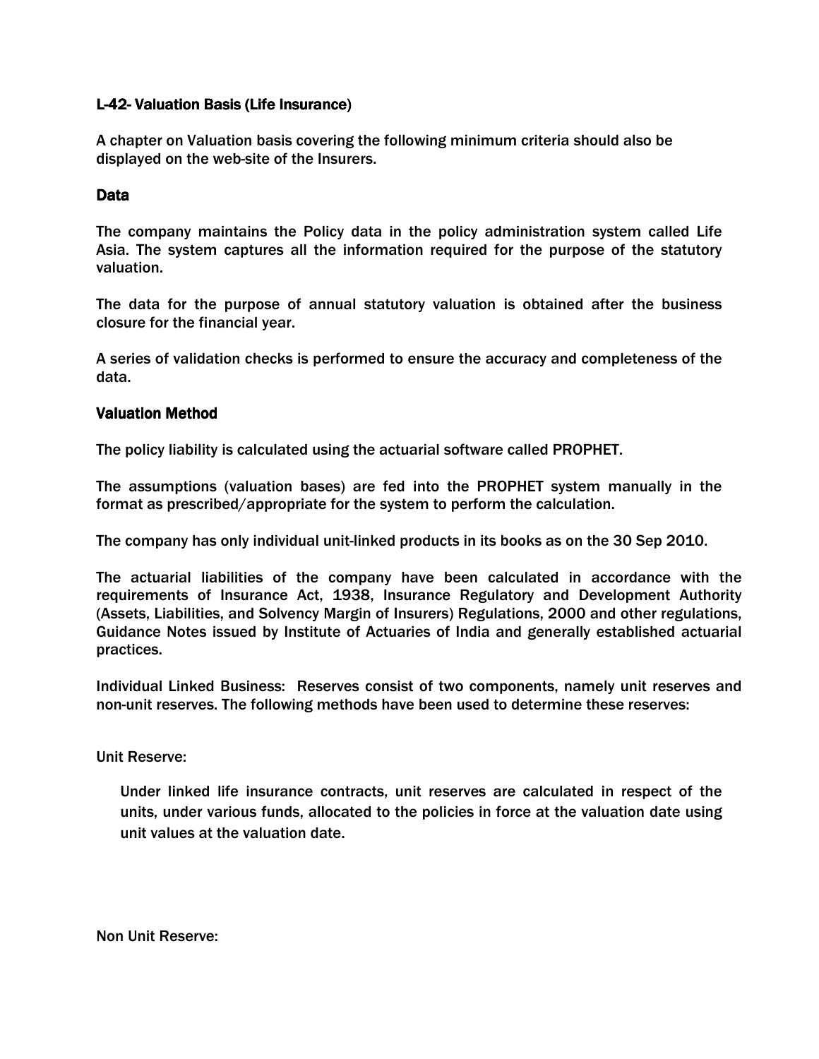## L-42- Valuation Basis (Life Insurance)

A chapter on Valuation basis covering the following minimum criteria should also be displayed on the web-site of the Insurers.

### Data

The company maintains the Policy data in the policy administration system called Life Asia. The system captures all the information required for the purpose of the statutory valuation.

The data for the purpose of annual statutory valuation is obtained after the business closure for the financial year.

A series of validation checks is performed to ensure the accuracy and completeness of the data.

### Valuation Method

The policy liability is calculated using the actuarial software called PROPHET.

The assumptions (valuation bases) are fed into the PROPHET system manually in the format as prescribed/appropriate for the system to perform the calculation.

The company has only individual unit-linked products in its books as on the 30 Sep 2010.

The actuarial liabilities of the company have been calculated in accordance with the requirements of Insurance Act, 1938, Insurance Regulatory and Development Authority (Assets, Liabilities, and Solvency Margin of Insurers) Regulations, 2000 and other regulations, Guidance Notes issued by Institute of Actuaries of India and generally established actuarial practices.

Individual Linked Business: Reserves consist of two components, namely unit reserves and non-unit reserves. The following methods have been used to determine these reserves:

Unit Reserve:

> Under linked life insurance contracts, unit reserves are calculated in respect of the units, under various funds, allocated to the policies in force at the valuation date using unit values at the valuation date.

Non Unit Reserve: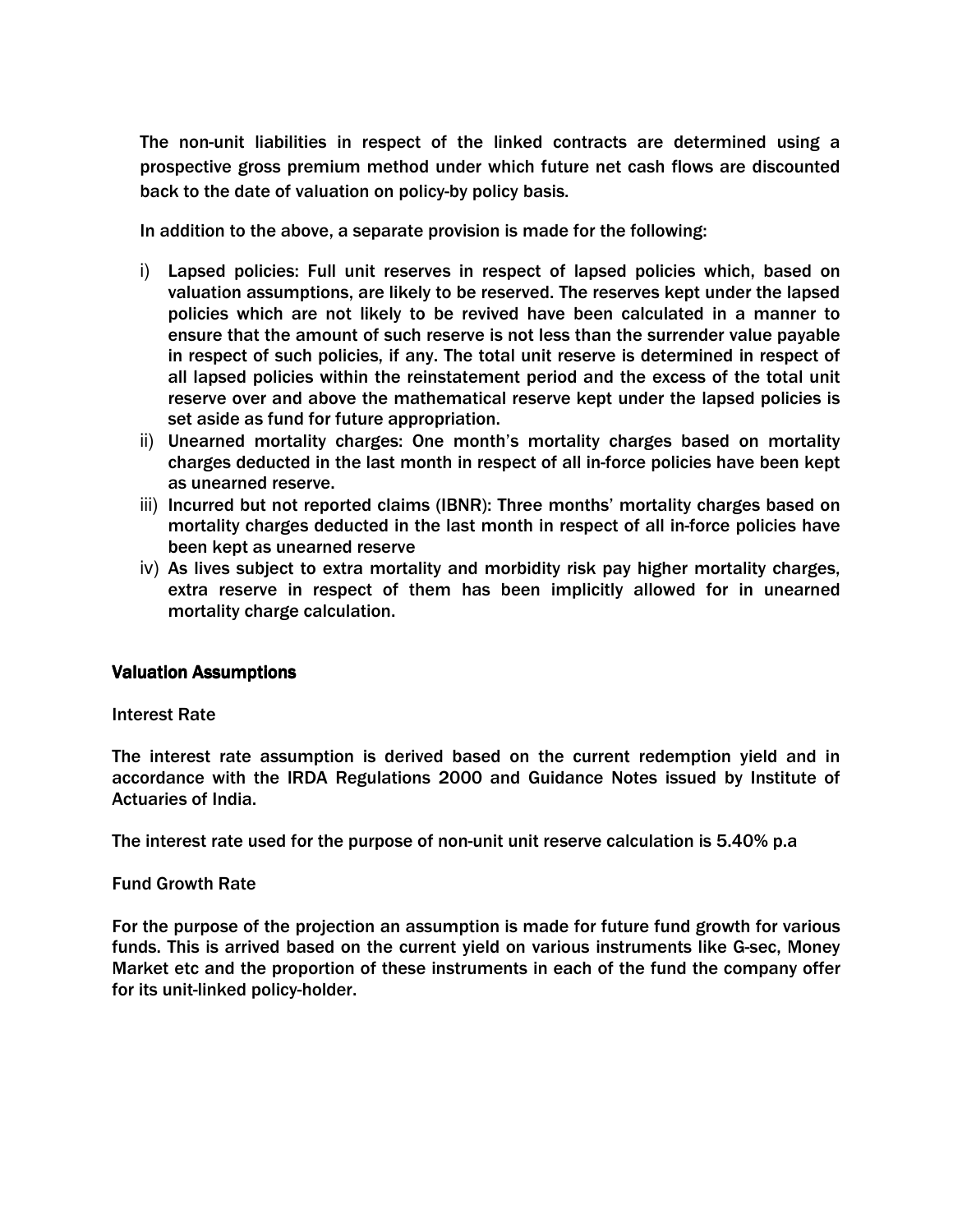The non-unit liabilities in respect of the linked contracts are determined using a prospective gross premium method under which future net cash flows are discounted back to the date of valuation on policy-by policy basis.

In addition to the above, a separate provision is made for the following:

i) Lapsed policies: Full unit reserves in respect of lapsed policies which, based on valuation assumptions, are likely to be reserved. The reserves kept under the lapsed policies which are not likely to be revived have been calculated in a manner to ensure that the amount of such reserve is not less than the surrender value payable in respect of such policies, if any. The total unit reserve is determined in respect of all lapsed policies within the reinstatement period and the excess of the total unit reserve over and above the mathematical reserve kept under the lapsed policies is set aside as fund for future appropriation.
ii) Unearned mortality charges: One month's mortality charges based on mortality charges deducted in the last month in respect of all in-force policies have been kept as unearned reserve.
iii) Incurred but not reported claims (IBNR): Three months' mortality charges based on mortality charges deducted in the last month in respect of all in-force policies have been kept as unearned reserve
iv) As lives subject to extra mortality and morbidity risk pay higher mortality charges, extra reserve in respect of them has been implicitly allowed for in unearned mortality charge calculation.

## Valuation Assumptions

Interest Rate

The interest rate assumption is derived based on the current redemption yield and in accordance with the IRDA Regulations 2000 and Guidance Notes issued by Institute of Actuaries of India.

The interest rate used for the purpose of non-unit unit reserve calculation is 5.40% p.a

Fund Growth Rate

For the purpose of the projection an assumption is made for future fund growth for various funds. This is arrived based on the current yield on various instruments like G-sec, Money Market etc and the proportion of these instruments in each of the fund the company offer for its unit-linked policy-holder.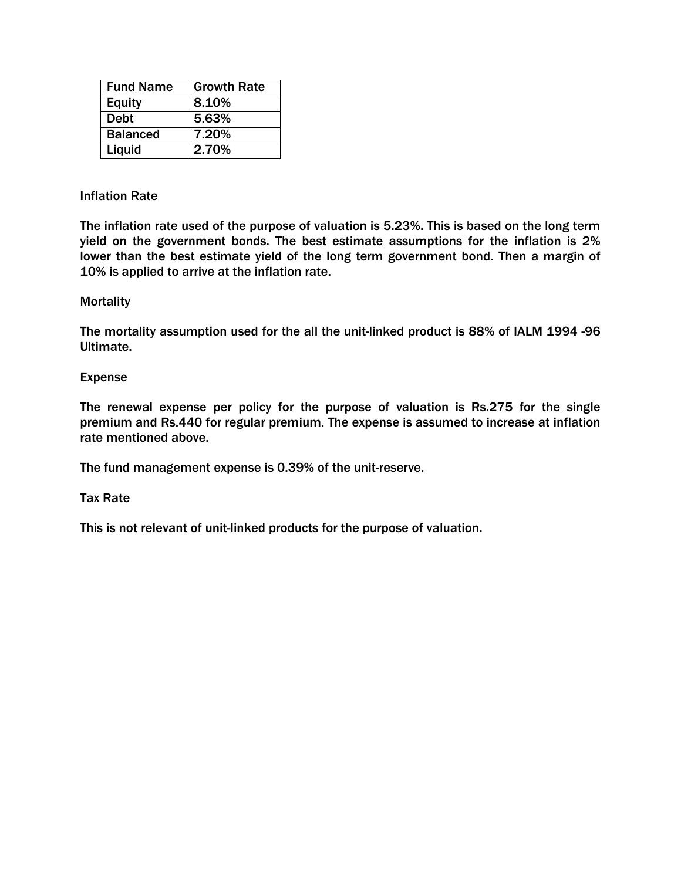| Fund Name | Growth Rate |
|---|---|
| Equity | 8.10% |
| Debt | 5.63% |
| Balanced | 7.20% |
| Liquid | 2.70% |

Inflation Rate

The inflation rate used of the purpose of valuation is 5.23%. This is based on the long term yield on the government bonds. The best estimate assumptions for the inflation is 2% lower than the best estimate yield of the long term government bond. Then a margin of 10% is applied to arrive at the inflation rate.

Mortality

The mortality assumption used for the all the unit-linked product is 88% of IALM 1994 -96 Ultimate.

Expense

The renewal expense per policy for the purpose of valuation is Rs.275 for the single premium and Rs.440 for regular premium. The expense is assumed to increase at inflation rate mentioned above.

The fund management expense is 0.39% of the unit-reserve.

Tax Rate

This is not relevant of unit-linked products for the purpose of valuation.